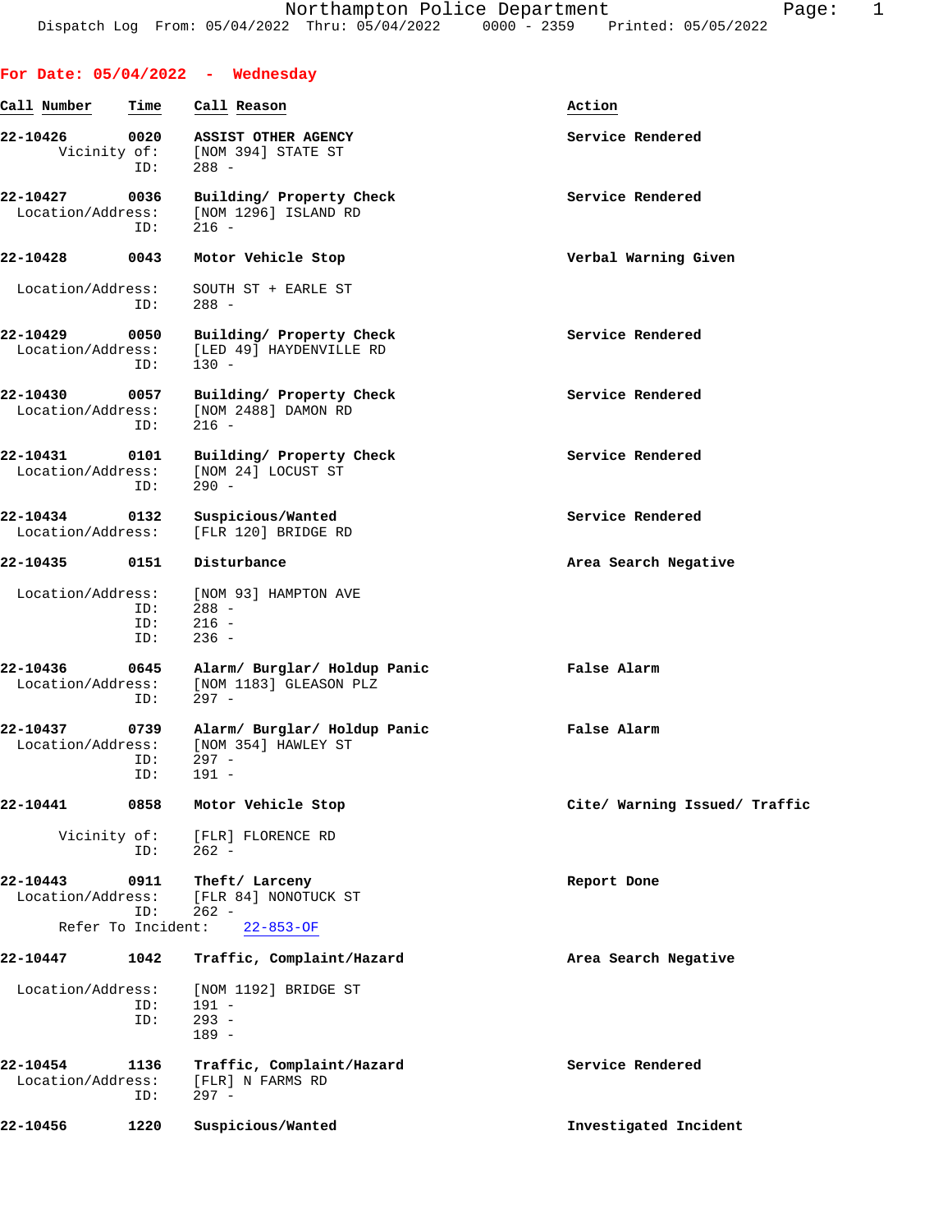For Date: 05/04/2022 - Wednesday

| Call Number | Time | Call Reason | Action |
|---|---|---|---|
| 22-10426 | 0020 | ASSIST OTHER AGENCY | Service Rendered |
| Vicinity of: | | [NOM 394] STATE ST | |
| ID: | | 288 - | |
| 22-10427 | 0036 | Building/ Property Check | Service Rendered |
| Location/Address: | | [NOM 1296] ISLAND RD | |
| ID: | | 216 - | |
| 22-10428 | 0043 | Motor Vehicle Stop | Verbal Warning Given |
| Location/Address: | | SOUTH ST + EARLE ST | |
| ID: | | 288 - | |
| 22-10429 | 0050 | Building/ Property Check | Service Rendered |
| Location/Address: | | [LED 49] HAYDENVILLE RD | |
| ID: | | 130 - | |
| 22-10430 | 0057 | Building/ Property Check | Service Rendered |
| Location/Address: | | [NOM 2488] DAMON RD | |
| ID: | | 216 - | |
| 22-10431 | 0101 | Building/ Property Check | Service Rendered |
| Location/Address: | | [NOM 24] LOCUST ST | |
| ID: | | 290 - | |
| 22-10434 | 0132 | Suspicious/Wanted | Service Rendered |
| Location/Address: | | [FLR 120] BRIDGE RD | |
| 22-10435 | 0151 | Disturbance | Area Search Negative |
| Location/Address: | | [NOM 93] HAMPTON AVE | |
| ID: | | 288 - | |
| ID: | | 216 - | |
| ID: | | 236 - | |
| 22-10436 | 0645 | Alarm/ Burglar/ Holdup Panic | False Alarm |
| Location/Address: | | [NOM 1183] GLEASON PLZ | |
| ID: | | 297 - | |
| 22-10437 | 0739 | Alarm/ Burglar/ Holdup Panic | False Alarm |
| Location/Address: | | [NOM 354] HAWLEY ST | |
| ID: | | 297 - | |
| ID: | | 191 - | |
| 22-10441 | 0858 | Motor Vehicle Stop | Cite/ Warning Issued/ Traffic |
| Vicinity of: | | [FLR] FLORENCE RD | |
| ID: | | 262 - | |
| 22-10443 | 0911 | Theft/ Larceny | Report Done |
| Location/Address: | | [FLR 84] NONOTUCK ST | |
| ID: | | 262 - | |
| Refer To Incident: | | 22-853-OF | |
| 22-10447 | 1042 | Traffic, Complaint/Hazard | Area Search Negative |
| Location/Address: | | [NOM 1192] BRIDGE ST | |
| ID: | | 191 - | |
| ID: | | 293 - | |
| | | 189 - | |
| 22-10454 | 1136 | Traffic, Complaint/Hazard | Service Rendered |
| Location/Address: | | [FLR] N FARMS RD | |
| ID: | | 297 - | |
| 22-10456 | 1220 | Suspicious/Wanted | Investigated Incident |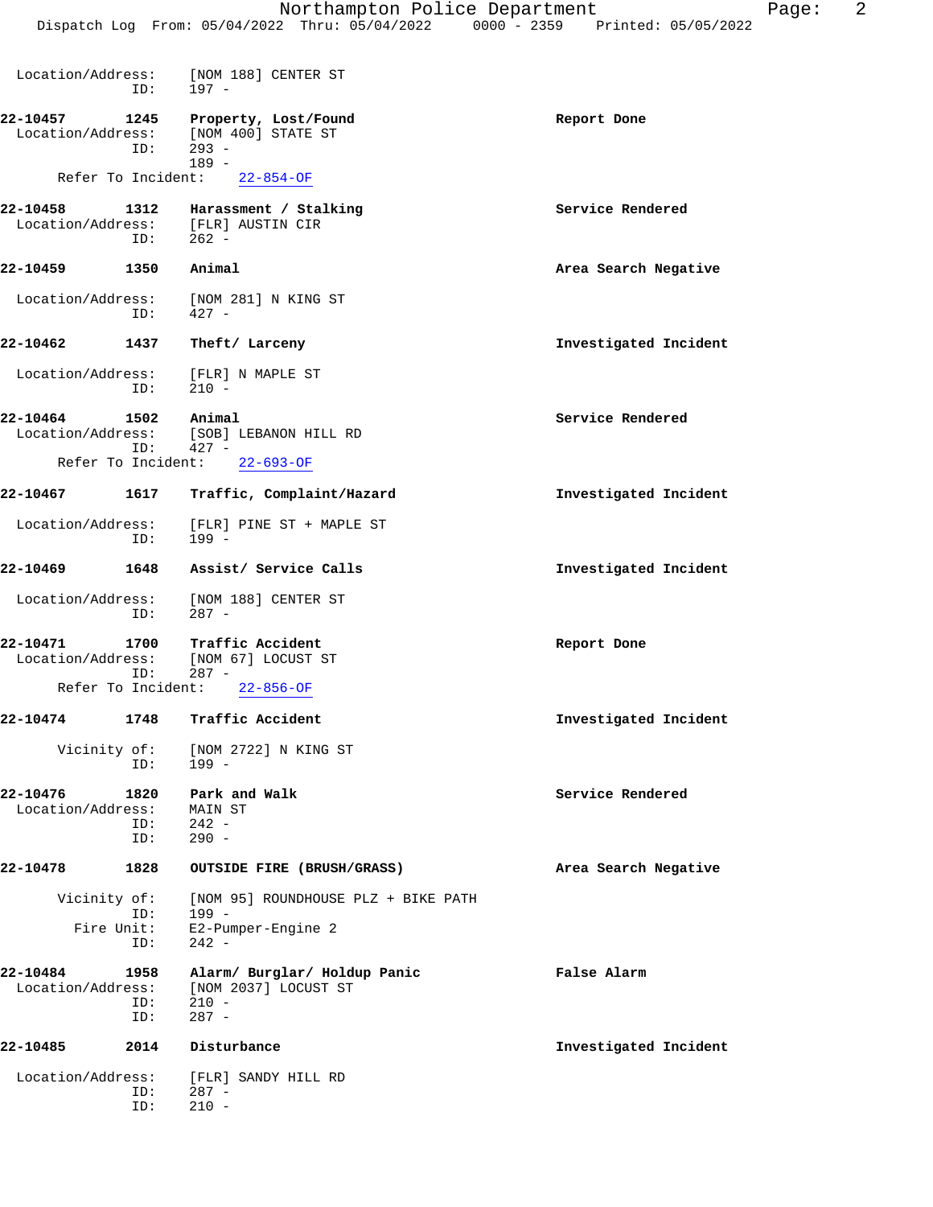Location/Address: [NOM 188] CENTER ST
ID: 197 -

**22-10457 1245 Property, Lost/Found** — **Report Done**
Location/Address: [NOM 400] STATE ST
ID: 293 -
189 -
Refer To Incident: 22-854-OF

**22-10458 1312 Harassment / Stalking** — **Service Rendered**
Location/Address: [FLR] AUSTIN CIR
ID: 262 -

**22-10459 1350 Animal** — **Area Search Negative**
Location/Address: [NOM 281] N KING ST
ID: 427 -

**22-10462 1437 Theft/ Larceny** — **Investigated Incident**
Location/Address: [FLR] N MAPLE ST
ID: 210 -

**22-10464 1502 Animal** — **Service Rendered**
Location/Address: [SOB] LEBANON HILL RD
ID: 427 -
Refer To Incident: 22-693-OF

**22-10467 1617 Traffic, Complaint/Hazard** — **Investigated Incident**
Location/Address: [FLR] PINE ST + MAPLE ST
ID: 199 -

**22-10469 1648 Assist/ Service Calls** — **Investigated Incident**
Location/Address: [NOM 188] CENTER ST
ID: 287 -

**22-10471 1700 Traffic Accident** — **Report Done**
Location/Address: [NOM 67] LOCUST ST
ID: 287 -
Refer To Incident: 22-856-OF

**22-10474 1748 Traffic Accident** — **Investigated Incident**
Vicinity of: [NOM 2722] N KING ST
ID: 199 -

**22-10476 1820 Park and Walk** — **Service Rendered**
Location/Address: MAIN ST
ID: 242 -
ID: 290 -

**22-10478 1828 OUTSIDE FIRE (BRUSH/GRASS)** — **Area Search Negative**
Vicinity of: [NOM 95] ROUNDHOUSE PLZ + BIKE PATH
ID: 199 -
Fire Unit: E2-Pumper-Engine 2
ID: 242 -

**22-10484 1958 Alarm/ Burglar/ Holdup Panic** — **False Alarm**
Location/Address: [NOM 2037] LOCUST ST
ID: 210 -
ID: 287 -

**22-10485 2014 Disturbance** — **Investigated Incident**
Location/Address: [FLR] SANDY HILL RD
ID: 287 -
ID: 210 -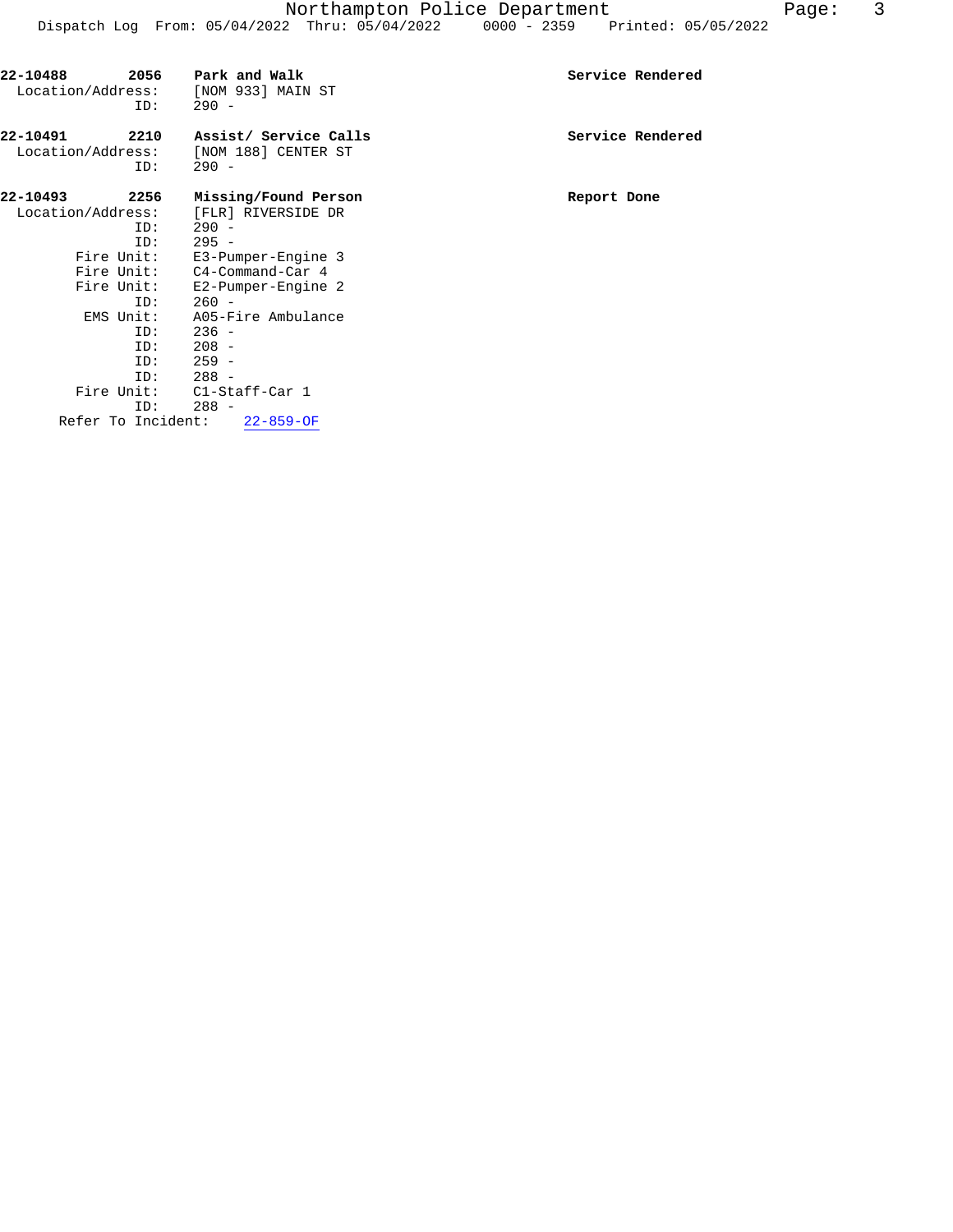**22-10488** **2056** **Park and Walk** **Service Rendered**
Location/Address: [NOM 933] MAIN ST
ID: 290 -

**22-10491** **2210** **Assist/ Service Calls** **Service Rendered**
Location/Address: [NOM 188] CENTER ST
ID: 290 -

**22-10493** **2256** **Missing/Found Person** **Report Done**
Location/Address: [FLR] RIVERSIDE DR
ID: 290 -
ID: 295 -
Fire Unit: E3-Pumper-Engine 3
Fire Unit: C4-Command-Car 4
Fire Unit: E2-Pumper-Engine 2
ID: 260 -
EMS Unit: A05-Fire Ambulance
ID: 236 -
ID: 208 -
ID: 259 -
ID: 288 -
Fire Unit: C1-Staff-Car 1
ID: 288 -
Refer To Incident: 22-859-OF